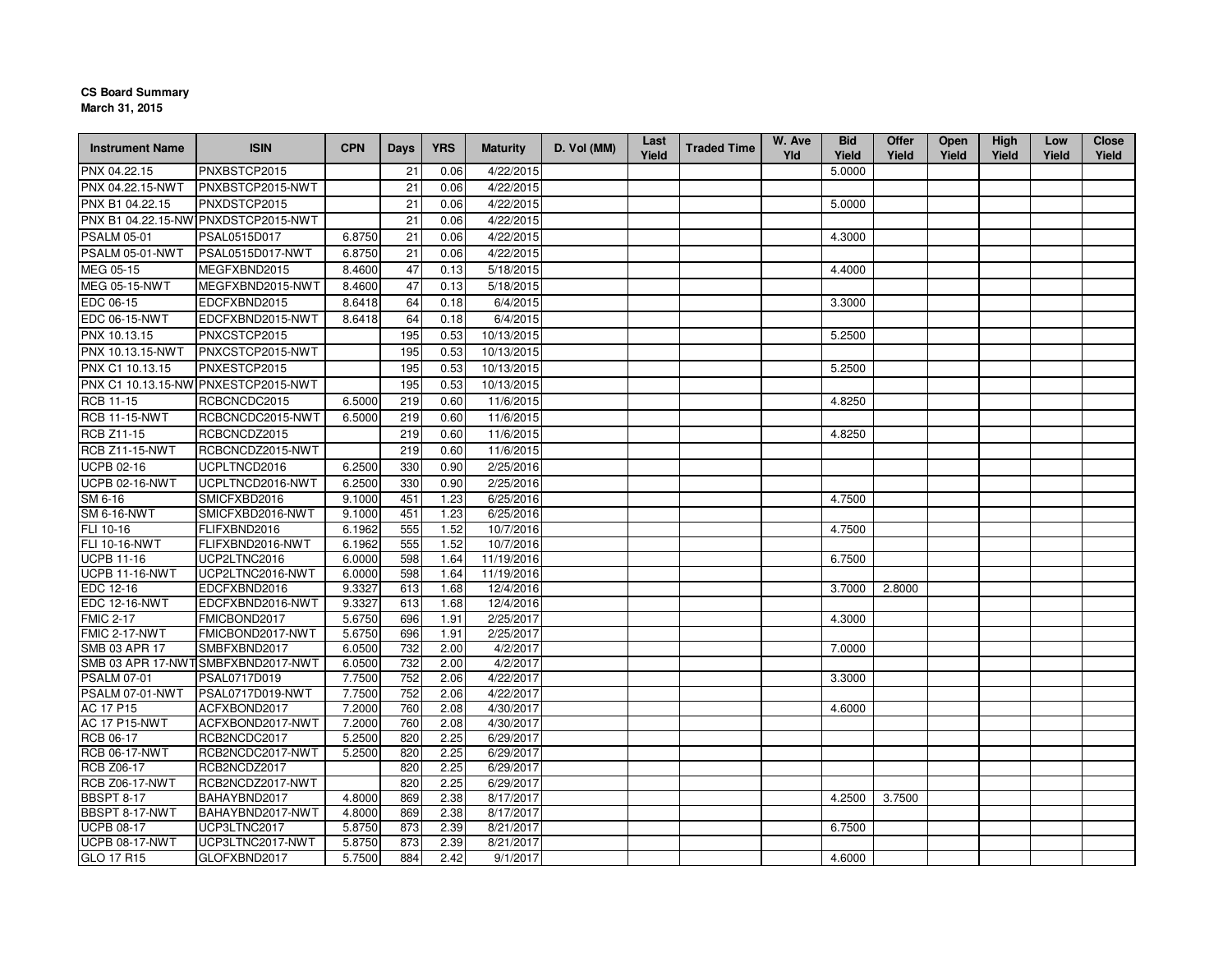**CS Board Summary**
**March 31, 2015**

| Instrument Name | ISIN | CPN | Days | YRS | Maturity | D. Vol (MM) | Last Yield | Traded Time | W. Ave Yld | Bid Yield | Offer Yield | Open Yield | High Yield | Low Yield | Close Yield |
|---|---|---|---|---|---|---|---|---|---|---|---|---|---|---|---|
| PNX 04.22.15 | PNXBSTCP2015 | | 21 | 0.06 | 4/22/2015 | | | | | 5.0000 | | | | | |
| PNX 04.22.15-NWT | PNXBSTCP2015-NWT | | 21 | 0.06 | 4/22/2015 | | | | | | | | | | |
| PNX B1 04.22.15 | PNXDSTCP2015 | | 21 | 0.06 | 4/22/2015 | | | | | 5.0000 | | | | | |
| PNX B1 04.22.15-NW | PNXDSTCP2015-NWT | | 21 | 0.06 | 4/22/2015 | | | | | | | | | | |
| PSALM 05-01 | PSAL0515D017 | 6.8750 | 21 | 0.06 | 4/22/2015 | | | | | 4.3000 | | | | | |
| PSALM 05-01-NWT | PSAL0515D017-NWT | 6.8750 | 21 | 0.06 | 4/22/2015 | | | | | | | | | | |
| MEG 05-15 | MEGFXBND2015 | 8.4600 | 47 | 0.13 | 5/18/2015 | | | | | 4.4000 | | | | | |
| MEG 05-15-NWT | MEGFXBND2015-NWT | 8.4600 | 47 | 0.13 | 5/18/2015 | | | | | | | | | | |
| EDC 06-15 | EDCFXBND2015 | 8.6418 | 64 | 0.18 | 6/4/2015 | | | | | 3.3000 | | | | | |
| EDC 06-15-NWT | EDCFXBND2015-NWT | 8.6418 | 64 | 0.18 | 6/4/2015 | | | | | | | | | | |
| PNX 10.13.15 | PNXCSTCP2015 | | 195 | 0.53 | 10/13/2015 | | | | | 5.2500 | | | | | |
| PNX 10.13.15-NWT | PNXCSTCP2015-NWT | | 195 | 0.53 | 10/13/2015 | | | | | | | | | | |
| PNX C1 10.13.15 | PNXESTCP2015 | | 195 | 0.53 | 10/13/2015 | | | | | 5.2500 | | | | | |
| PNX C1 10.13.15-NW | PNXESTCP2015-NWT | | 195 | 0.53 | 10/13/2015 | | | | | | | | | | |
| RCB 11-15 | RCBCNCDC2015 | 6.5000 | 219 | 0.60 | 11/6/2015 | | | | | 4.8250 | | | | | |
| RCB 11-15-NWT | RCBCNCDC2015-NWT | 6.5000 | 219 | 0.60 | 11/6/2015 | | | | | | | | | | |
| RCB Z11-15 | RCBCNCDZ2015 | | 219 | 0.60 | 11/6/2015 | | | | | 4.8250 | | | | | |
| RCB Z11-15-NWT | RCBCNCDZ2015-NWT | | 219 | 0.60 | 11/6/2015 | | | | | | | | | | |
| UCPB 02-16 | UCPLTNCD2016 | 6.2500 | 330 | 0.90 | 2/25/2016 | | | | | | | | | | |
| UCPB 02-16-NWT | UCPLTNCD2016-NWT | 6.2500 | 330 | 0.90 | 2/25/2016 | | | | | | | | | | |
| SM 6-16 | SMICFXBD2016 | 9.1000 | 451 | 1.23 | 6/25/2016 | | | | | 4.7500 | | | | | |
| SM 6-16-NWT | SMICFXBD2016-NWT | 9.1000 | 451 | 1.23 | 6/25/2016 | | | | | | | | | | |
| FLI 10-16 | FLIFXBND2016 | 6.1962 | 555 | 1.52 | 10/7/2016 | | | | | 4.7500 | | | | | |
| FLI 10-16-NWT | FLIFXBND2016-NWT | 6.1962 | 555 | 1.52 | 10/7/2016 | | | | | | | | | | |
| UCPB 11-16 | UCP2LTNC2016 | 6.0000 | 598 | 1.64 | 11/19/2016 | | | | | 6.7500 | | | | | |
| UCPB 11-16-NWT | UCP2LTNC2016-NWT | 6.0000 | 598 | 1.64 | 11/19/2016 | | | | | | | | | | |
| EDC 12-16 | EDCFXBND2016 | 9.3327 | 613 | 1.68 | 12/4/2016 | | | | | 3.7000 | 2.8000 | | | | |
| EDC 12-16-NWT | EDCFXBND2016-NWT | 9.3327 | 613 | 1.68 | 12/4/2016 | | | | | | | | | | |
| FMIC 2-17 | FMICBOND2017 | 5.6750 | 696 | 1.91 | 2/25/2017 | | | | | 4.3000 | | | | | |
| FMIC 2-17-NWT | FMICBOND2017-NWT | 5.6750 | 696 | 1.91 | 2/25/2017 | | | | | | | | | | |
| SMB 03 APR 17 | SMBFXBND2017 | 6.0500 | 732 | 2.00 | 4/2/2017 | | | | | 7.0000 | | | | | |
| SMB 03 APR 17-NWT | SMBFXBND2017-NWT | 6.0500 | 732 | 2.00 | 4/2/2017 | | | | | | | | | | |
| PSALM 07-01 | PSAL0717D019 | 7.7500 | 752 | 2.06 | 4/22/2017 | | | | | 3.3000 | | | | | |
| PSALM 07-01-NWT | PSAL0717D019-NWT | 7.7500 | 752 | 2.06 | 4/22/2017 | | | | | | | | | | |
| AC 17 P15 | ACFXBOND2017 | 7.2000 | 760 | 2.08 | 4/30/2017 | | | | | 4.6000 | | | | | |
| AC 17 P15-NWT | ACFXBOND2017-NWT | 7.2000 | 760 | 2.08 | 4/30/2017 | | | | | | | | | | |
| RCB 06-17 | RCB2NCDC2017 | 5.2500 | 820 | 2.25 | 6/29/2017 | | | | | | | | | | |
| RCB 06-17-NWT | RCB2NCDC2017-NWT | 5.2500 | 820 | 2.25 | 6/29/2017 | | | | | | | | | | |
| RCB Z06-17 | RCB2NCDZ2017 | | 820 | 2.25 | 6/29/2017 | | | | | | | | | | |
| RCB Z06-17-NWT | RCB2NCDZ2017-NWT | | 820 | 2.25 | 6/29/2017 | | | | | | | | | | |
| BBSPT 8-17 | BAHAYBND2017 | 4.8000 | 869 | 2.38 | 8/17/2017 | | | | | 4.2500 | 3.7500 | | | | |
| BBSPT 8-17-NWT | BAHAYBND2017-NWT | 4.8000 | 869 | 2.38 | 8/17/2017 | | | | | | | | | | |
| UCPB 08-17 | UCP3LTNC2017 | 5.8750 | 873 | 2.39 | 8/21/2017 | | | | | 6.7500 | | | | | |
| UCPB 08-17-NWT | UCP3LTNC2017-NWT | 5.8750 | 873 | 2.39 | 8/21/2017 | | | | | | | | | | |
| GLO 17 R15 | GLOFXBND2017 | 5.7500 | 884 | 2.42 | 9/1/2017 | | | | | 4.6000 | | | | | |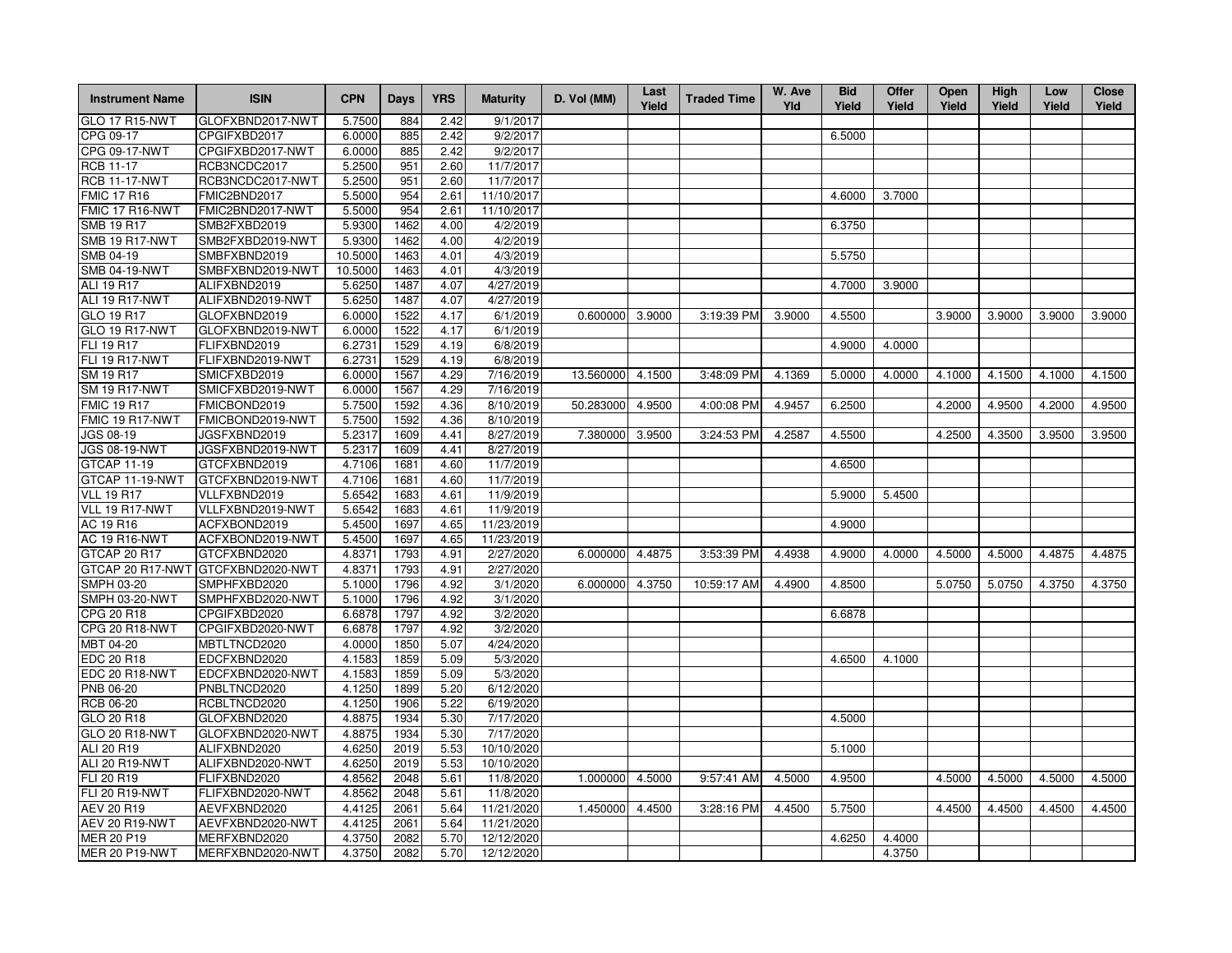| Instrument Name | ISIN | CPN | Days | YRS | Maturity | D. Vol (MM) | Last Yield | Traded Time | W. Ave Yld | Bid Yield | Offer Yield | Open Yield | High Yield | Low Yield | Close Yield |
|---|---|---|---|---|---|---|---|---|---|---|---|---|---|---|---|
| GLO 17 R15-NWT | GLOFXBND2017-NWT | 5.7500 | 884 | 2.42 | 9/1/2017 | | | | | | | | | | |
| CPG 09-17 | CPGIFXBD2017 | 6.0000 | 885 | 2.42 | 9/2/2017 | | | | | 6.5000 | | | | | |
| CPG 09-17-NWT | CPGIFXBD2017-NWT | 6.0000 | 885 | 2.42 | 9/2/2017 | | | | | | | | | | |
| RCB 11-17 | RCB3NCDC2017 | 5.2500 | 951 | 2.60 | 11/7/2017 | | | | | | | | | | |
| RCB 11-17-NWT | RCB3NCDC2017-NWT | 5.2500 | 951 | 2.60 | 11/7/2017 | | | | | | | | | | |
| FMIC 17 R16 | FMIC2BND2017 | 5.5000 | 954 | 2.61 | 11/10/2017 | | | | | 4.6000 | 3.7000 | | | | |
| FMIC 17 R16-NWT | FMIC2BND2017-NWT | 5.5000 | 954 | 2.61 | 11/10/2017 | | | | | | | | | | |
| SMB 19 R17 | SMB2FXBD2019 | 5.9300 | 1462 | 4.00 | 4/2/2019 | | | | | 6.3750 | | | | | |
| SMB 19 R17-NWT | SMB2FXBD2019-NWT | 5.9300 | 1462 | 4.00 | 4/2/2019 | | | | | | | | | | |
| SMB 04-19 | SMBFXBND2019 | 10.5000 | 1463 | 4.01 | 4/3/2019 | | | | | 5.5750 | | | | | |
| SMB 04-19-NWT | SMBFXBND2019-NWT | 10.5000 | 1463 | 4.01 | 4/3/2019 | | | | | | | | | | |
| ALI 19 R17 | ALIFXBND2019 | 5.6250 | 1487 | 4.07 | 4/27/2019 | | | | | 4.7000 | 3.9000 | | | | |
| ALI 19 R17-NWT | ALIFXBND2019-NWT | 5.6250 | 1487 | 4.07 | 4/27/2019 | | | | | | | | | | |
| GLO 19 R17 | GLOFXBND2019 | 6.0000 | 1522 | 4.17 | 6/1/2019 | 0.600000 | 3.9000 | 3:19:39 PM | 3.9000 | 4.5500 | | 3.9000 | 3.9000 | 3.9000 | 3.9000 |
| GLO 19 R17-NWT | GLOFXBND2019-NWT | 6.0000 | 1522 | 4.17 | 6/1/2019 | | | | | | | | | | |
| FLI 19 R17 | FLIFXBND2019 | 6.2731 | 1529 | 4.19 | 6/8/2019 | | | | | 4.9000 | 4.0000 | | | | |
| FLI 19 R17-NWT | FLIFXBND2019-NWT | 6.2731 | 1529 | 4.19 | 6/8/2019 | | | | | | | | | | |
| SM 19 R17 | SMICFXBD2019 | 6.0000 | 1567 | 4.29 | 7/16/2019 | 13.560000 | 4.1500 | 3:48:09 PM | 4.1369 | 5.0000 | 4.0000 | 4.1000 | 4.1500 | 4.1000 | 4.1500 |
| SM 19 R17-NWT | SMICFXBD2019-NWT | 6.0000 | 1567 | 4.29 | 7/16/2019 | | | | | | | | | | |
| FMIC 19 R17 | FMICBOND2019 | 5.7500 | 1592 | 4.36 | 8/10/2019 | 50.283000 | 4.9500 | 4:00:08 PM | 4.9457 | 6.2500 | | 4.2000 | 4.9500 | 4.2000 | 4.9500 |
| FMIC 19 R17-NWT | FMICBOND2019-NWT | 5.7500 | 1592 | 4.36 | 8/10/2019 | | | | | | | | | | |
| JGS 08-19 | JGSFXBND2019 | 5.2317 | 1609 | 4.41 | 8/27/2019 | 7.380000 | 3.9500 | 3:24:53 PM | 4.2587 | 4.5500 | | 4.2500 | 4.3500 | 3.9500 | 3.9500 |
| JGS 08-19-NWT | JGSFXBND2019-NWT | 5.2317 | 1609 | 4.41 | 8/27/2019 | | | | | | | | | | |
| GTCAP 11-19 | GTCFXBND2019 | 4.7106 | 1681 | 4.60 | 11/7/2019 | | | | | 4.6500 | | | | | |
| GTCAP 11-19-NWT | GTCFXBND2019-NWT | 4.7106 | 1681 | 4.60 | 11/7/2019 | | | | | | | | | | |
| VLL 19 R17 | VLLFXBND2019 | 5.6542 | 1683 | 4.61 | 11/9/2019 | | | | | 5.9000 | 5.4500 | | | | |
| VLL 19 R17-NWT | VLLFXBND2019-NWT | 5.6542 | 1683 | 4.61 | 11/9/2019 | | | | | | | | | | |
| AC 19 R16 | ACFXBOND2019 | 5.4500 | 1697 | 4.65 | 11/23/2019 | | | | | 4.9000 | | | | | |
| AC 19 R16-NWT | ACFXBOND2019-NWT | 5.4500 | 1697 | 4.65 | 11/23/2019 | | | | | | | | | | |
| GTCAP 20 R17 | GTCFXBND2020 | 4.8371 | 1793 | 4.91 | 2/27/2020 | 6.000000 | 4.4875 | 3:53:39 PM | 4.4938 | 4.9000 | 4.0000 | 4.5000 | 4.5000 | 4.4875 | 4.4875 |
| GTCAP 20 R17-NWT | GTCFXBND2020-NWT | 4.8371 | 1793 | 4.91 | 2/27/2020 | | | | | | | | | | |
| SMPH 03-20 | SMPHFXBD2020 | 5.1000 | 1796 | 4.92 | 3/1/2020 | 6.000000 | 4.3750 | 10:59:17 AM | 4.4900 | 4.8500 | | 5.0750 | 5.0750 | 4.3750 | 4.3750 |
| SMPH 03-20-NWT | SMPHFXBD2020-NWT | 5.1000 | 1796 | 4.92 | 3/1/2020 | | | | | | | | | | |
| CPG 20 R18 | CPGIFXBD2020 | 6.6878 | 1797 | 4.92 | 3/2/2020 | | | | | 6.6878 | | | | | |
| CPG 20 R18-NWT | CPGIFXBD2020-NWT | 6.6878 | 1797 | 4.92 | 3/2/2020 | | | | | | | | | | |
| MBT 04-20 | MBTLTNCD2020 | 4.0000 | 1850 | 5.07 | 4/24/2020 | | | | | | | | | | |
| EDC 20 R18 | EDCFXBND2020 | 4.1583 | 1859 | 5.09 | 5/3/2020 | | | | | 4.6500 | 4.1000 | | | | |
| EDC 20 R18-NWT | EDCFXBND2020-NWT | 4.1583 | 1859 | 5.09 | 5/3/2020 | | | | | | | | | | |
| PNB 06-20 | PNBLTNCD2020 | 4.1250 | 1899 | 5.20 | 6/12/2020 | | | | | | | | | | |
| RCB 06-20 | RCBLTNCD2020 | 4.1250 | 1906 | 5.22 | 6/19/2020 | | | | | | | | | | |
| GLO 20 R18 | GLOFXBND2020 | 4.8875 | 1934 | 5.30 | 7/17/2020 | | | | | 4.5000 | | | | | |
| GLO 20 R18-NWT | GLOFXBND2020-NWT | 4.8875 | 1934 | 5.30 | 7/17/2020 | | | | | | | | | | |
| ALI 20 R19 | ALIFXBND2020 | 4.6250 | 2019 | 5.53 | 10/10/2020 | | | | | 5.1000 | | | | | |
| ALI 20 R19-NWT | ALIFXBND2020-NWT | 4.6250 | 2019 | 5.53 | 10/10/2020 | | | | | | | | | | |
| FLI 20 R19 | FLIFXBND2020 | 4.8562 | 2048 | 5.61 | 11/8/2020 | 1.000000 | 4.5000 | 9:57:41 AM | 4.5000 | 4.9500 | | 4.5000 | 4.5000 | 4.5000 | 4.5000 |
| FLI 20 R19-NWT | FLIFXBND2020-NWT | 4.8562 | 2048 | 5.61 | 11/8/2020 | | | | | | | | | | |
| AEV 20 R19 | AEVFXBND2020 | 4.4125 | 2061 | 5.64 | 11/21/2020 | 1.450000 | 4.4500 | 3:28:16 PM | 4.4500 | 5.7500 | | 4.4500 | 4.4500 | 4.4500 | 4.4500 |
| AEV 20 R19-NWT | AEVFXBND2020-NWT | 4.4125 | 2061 | 5.64 | 11/21/2020 | | | | | | | | | | |
| MER 20 P19 | MERFXBND2020 | 4.3750 | 2082 | 5.70 | 12/12/2020 | | | | | 4.6250 | 4.4000 | | | | |
| MER 20 P19-NWT | MERFXBND2020-NWT | 4.3750 | 2082 | 5.70 | 12/12/2020 | | | | | | 4.3750 | | | | |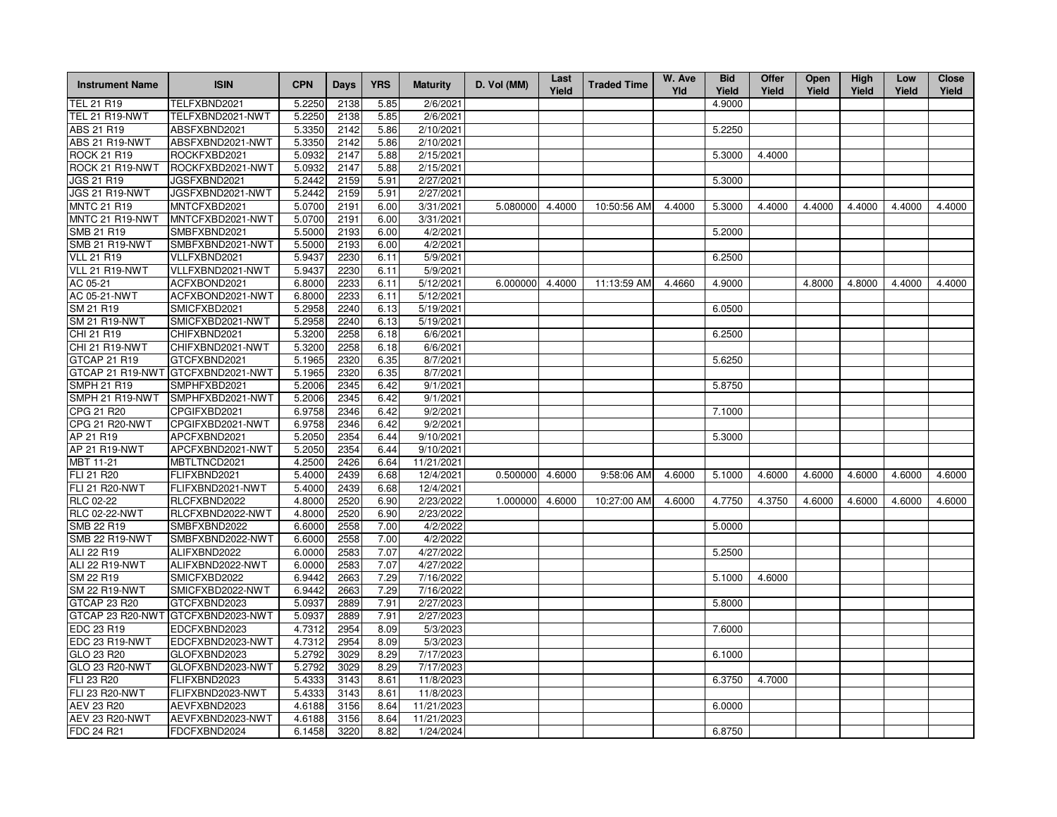| Instrument Name | ISIN | CPN | Days | YRS | Maturity | D. Vol (MM) | Last Yield | Traded Time | W. Ave Yld | Bid Yield | Offer Yield | Open Yield | High Yield | Low Yield | Close Yield |
|---|---|---|---|---|---|---|---|---|---|---|---|---|---|---|---|
| TEL 21 R19 | TELFXBND2021 | 5.2250 | 2138 | 5.85 | 2/6/2021 | | | | | 4.9000 | | | | | |
| TEL 21 R19-NWT | TELFXBND2021-NWT | 5.2250 | 2138 | 5.85 | 2/6/2021 | | | | | | | | | | |
| ABS 21 R19 | ABSFXBND2021 | 5.3350 | 2142 | 5.86 | 2/10/2021 | | | | | 5.2250 | | | | | |
| ABS 21 R19-NWT | ABSFXBND2021-NWT | 5.3350 | 2142 | 5.86 | 2/10/2021 | | | | | | | | | | |
| ROCK 21 R19 | ROCKFXBD2021 | 5.0932 | 2147 | 5.88 | 2/15/2021 | | | | | 5.3000 | 4.4000 | | | | |
| ROCK 21 R19-NWT | ROCKFXBD2021-NWT | 5.0932 | 2147 | 5.88 | 2/15/2021 | | | | | | | | | | |
| JGS 21 R19 | JGSFXBND2021 | 5.2442 | 2159 | 5.91 | 2/27/2021 | | | | | 5.3000 | | | | | |
| JGS 21 R19-NWT | JGSFXBND2021-NWT | 5.2442 | 2159 | 5.91 | 2/27/2021 | | | | | | | | | | |
| MNTC 21 R19 | MNTCFXBD2021 | 5.0700 | 2191 | 6.00 | 3/31/2021 | 5.080000 | 4.4000 | 10:50:56 AM | 4.4000 | 5.3000 | 4.4000 | 4.4000 | 4.4000 | 4.4000 | 4.4000 |
| MNTC 21 R19-NWT | MNTCFXBD2021-NWT | 5.0700 | 2191 | 6.00 | 3/31/2021 | | | | | | | | | | |
| SMB 21 R19 | SMBFXBND2021 | 5.5000 | 2193 | 6.00 | 4/2/2021 | | | | | 5.2000 | | | | | |
| SMB 21 R19-NWT | SMBFXBND2021-NWT | 5.5000 | 2193 | 6.00 | 4/2/2021 | | | | | | | | | | |
| VLL 21 R19 | VLLFXBND2021 | 5.9437 | 2230 | 6.11 | 5/9/2021 | | | | | 6.2500 | | | | | |
| VLL 21 R19-NWT | VLLFXBND2021-NWT | 5.9437 | 2230 | 6.11 | 5/9/2021 | | | | | | | | | | |
| AC 05-21 | ACFXBOND2021 | 6.8000 | 2233 | 6.11 | 5/12/2021 | 6.000000 | 4.4000 | 11:13:59 AM | 4.4660 | 4.9000 | | 4.8000 | 4.8000 | 4.4000 | 4.4000 |
| AC 05-21-NWT | ACFXBOND2021-NWT | 6.8000 | 2233 | 6.11 | 5/12/2021 | | | | | | | | | | |
| SM 21 R19 | SMICFXBD2021 | 5.2958 | 2240 | 6.13 | 5/19/2021 | | | | | 6.0500 | | | | | |
| SM 21 R19-NWT | SMICFXBD2021-NWT | 5.2958 | 2240 | 6.13 | 5/19/2021 | | | | | | | | | | |
| CHI 21 R19 | CHIFXBND2021 | 5.3200 | 2258 | 6.18 | 6/6/2021 | | | | | 6.2500 | | | | | |
| CHI 21 R19-NWT | CHIFXBND2021-NWT | 5.3200 | 2258 | 6.18 | 6/6/2021 | | | | | | | | | | |
| GTCAP 21 R19 | GTCFXBND2021 | 5.1965 | 2320 | 6.35 | 8/7/2021 | | | | | 5.6250 | | | | | |
| GTCAP 21 R19-NWT | GTCFXBND2021-NWT | 5.1965 | 2320 | 6.35 | 8/7/2021 | | | | | | | | | | |
| SMPH 21 R19 | SMPHFXBD2021 | 5.2006 | 2345 | 6.42 | 9/1/2021 | | | | | 5.8750 | | | | | |
| SMPH 21 R19-NWT | SMPHFXBD2021-NWT | 5.2006 | 2345 | 6.42 | 9/1/2021 | | | | | | | | | | |
| CPG 21 R20 | CPGIFXBD2021 | 6.9758 | 2346 | 6.42 | 9/2/2021 | | | | | 7.1000 | | | | | |
| CPG 21 R20-NWT | CPGIFXBD2021-NWT | 6.9758 | 2346 | 6.42 | 9/2/2021 | | | | | | | | | | |
| AP 21 R19 | APCFXBND2021 | 5.2050 | 2354 | 6.44 | 9/10/2021 | | | | | 5.3000 | | | | | |
| AP 21 R19-NWT | APCFXBND2021-NWT | 5.2050 | 2354 | 6.44 | 9/10/2021 | | | | | | | | | | |
| MBT 11-21 | MBTLTNCD2021 | 4.2500 | 2426 | 6.64 | 11/21/2021 | | | | | | | | | | |
| FLI 21 R20 | FLIFXBND2021 | 5.4000 | 2439 | 6.68 | 12/4/2021 | 0.500000 | 4.6000 | 9:58:06 AM | 4.6000 | 5.1000 | 4.6000 | 4.6000 | 4.6000 | 4.6000 | 4.6000 |
| FLI 21 R20-NWT | FLIFXBND2021-NWT | 5.4000 | 2439 | 6.68 | 12/4/2021 | | | | | | | | | | |
| RLC 02-22 | RLCFXBND2022 | 4.8000 | 2520 | 6.90 | 2/23/2022 | 1.000000 | 4.6000 | 10:27:00 AM | 4.6000 | 4.7750 | 4.3750 | 4.6000 | 4.6000 | 4.6000 | 4.6000 |
| RLC 02-22-NWT | RLCFXBND2022-NWT | 4.8000 | 2520 | 6.90 | 2/23/2022 | | | | | | | | | | |
| SMB 22 R19 | SMBFXBND2022 | 6.6000 | 2558 | 7.00 | 4/2/2022 | | | | | 5.0000 | | | | | |
| SMB 22 R19-NWT | SMBFXBND2022-NWT | 6.6000 | 2558 | 7.00 | 4/2/2022 | | | | | | | | | | |
| ALI 22 R19 | ALIFXBND2022 | 6.0000 | 2583 | 7.07 | 4/27/2022 | | | | | 5.2500 | | | | | |
| ALI 22 R19-NWT | ALIFXBND2022-NWT | 6.0000 | 2583 | 7.07 | 4/27/2022 | | | | | | | | | | |
| SM 22 R19 | SMICFXBD2022 | 6.9442 | 2663 | 7.29 | 7/16/2022 | | | | | 5.1000 | 4.6000 | | | | |
| SM 22 R19-NWT | SMICFXBD2022-NWT | 6.9442 | 2663 | 7.29 | 7/16/2022 | | | | | | | | | | |
| GTCAP 23 R20 | GTCFXBND2023 | 5.0937 | 2889 | 7.91 | 2/27/2023 | | | | | 5.8000 | | | | | |
| GTCAP 23 R20-NWT | GTCFXBND2023-NWT | 5.0937 | 2889 | 7.91 | 2/27/2023 | | | | | | | | | | |
| EDC 23 R19 | EDCFXBND2023 | 4.7312 | 2954 | 8.09 | 5/3/2023 | | | | | 7.6000 | | | | | |
| EDC 23 R19-NWT | EDCFXBND2023-NWT | 4.7312 | 2954 | 8.09 | 5/3/2023 | | | | | | | | | | |
| GLO 23 R20 | GLOFXBND2023 | 5.2792 | 3029 | 8.29 | 7/17/2023 | | | | | 6.1000 | | | | | |
| GLO 23 R20-NWT | GLOFXBND2023-NWT | 5.2792 | 3029 | 8.29 | 7/17/2023 | | | | | | | | | | |
| FLI 23 R20 | FLIFXBND2023 | 5.4333 | 3143 | 8.61 | 11/8/2023 | | | | | 6.3750 | 4.7000 | | | | |
| FLI 23 R20-NWT | FLIFXBND2023-NWT | 5.4333 | 3143 | 8.61 | 11/8/2023 | | | | | | | | | | |
| AEV 23 R20 | AEVFXBND2023 | 4.6188 | 3156 | 8.64 | 11/21/2023 | | | | | 6.0000 | | | | | |
| AEV 23 R20-NWT | AEVFXBND2023-NWT | 4.6188 | 3156 | 8.64 | 11/21/2023 | | | | | | | | | | |
| FDC 24 R21 | FDCFXBND2024 | 6.1458 | 3220 | 8.82 | 1/24/2024 | | | | | 6.8750 | | | | | |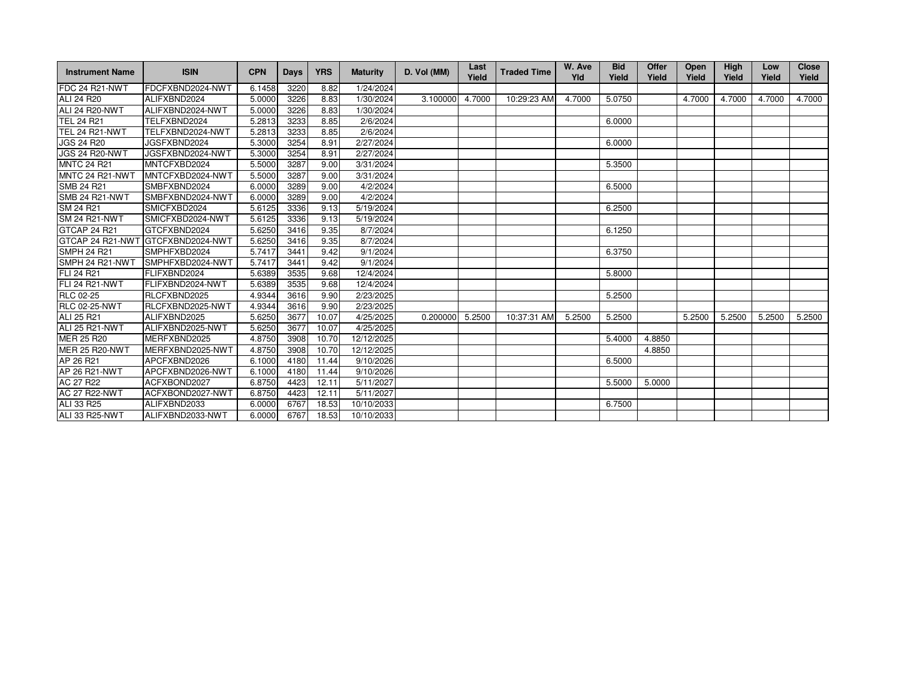| Instrument Name | ISIN | CPN | Days | YRS | Maturity | D. Vol (MM) | Last Yield | Traded Time | W. Ave Yld | Bid Yield | Offer Yield | Open Yield | High Yield | Low Yield | Close Yield |
|---|---|---|---|---|---|---|---|---|---|---|---|---|---|---|---|
| FDC 24 R21-NWT | FDCFXBND2024-NWT | 6.1458 | 3220 | 8.82 | 1/24/2024 | | | | | | | | | | |
| ALI 24 R20 | ALIFXBND2024 | 5.0000 | 3226 | 8.83 | 1/30/2024 | 3.100000 | 4.7000 | 10:29:23 AM | 4.7000 | 5.0750 | | 4.7000 | 4.7000 | 4.7000 | 4.7000 |
| ALI 24 R20-NWT | ALIFXBND2024-NWT | 5.0000 | 3226 | 8.83 | 1/30/2024 | | | | | | | | | | |
| TEL 24 R21 | TELFXBND2024 | 5.2813 | 3233 | 8.85 | 2/6/2024 | | | | | 6.0000 | | | | | |
| TEL 24 R21-NWT | TELFXBND2024-NWT | 5.2813 | 3233 | 8.85 | 2/6/2024 | | | | | | | | | | |
| JGS 24 R20 | JGSFXBND2024 | 5.3000 | 3254 | 8.91 | 2/27/2024 | | | | | 6.0000 | | | | | |
| JGS 24 R20-NWT | JGSFXBND2024-NWT | 5.3000 | 3254 | 8.91 | 2/27/2024 | | | | | | | | | | |
| MNTC 24 R21 | MNTCFXBD2024 | 5.5000 | 3287 | 9.00 | 3/31/2024 | | | | | 5.3500 | | | | | |
| MNTC 24 R21-NWT | MNTCFXBD2024-NWT | 5.5000 | 3287 | 9.00 | 3/31/2024 | | | | | | | | | | |
| SMB 24 R21 | SMBFXBND2024 | 6.0000 | 3289 | 9.00 | 4/2/2024 | | | | | 6.5000 | | | | | |
| SMB 24 R21-NWT | SMBFXBND2024-NWT | 6.0000 | 3289 | 9.00 | 4/2/2024 | | | | | | | | | | |
| SM 24 R21 | SMICFXBD2024 | 5.6125 | 3336 | 9.13 | 5/19/2024 | | | | | 6.2500 | | | | | |
| SM 24 R21-NWT | SMICFXBD2024-NWT | 5.6125 | 3336 | 9.13 | 5/19/2024 | | | | | | | | | | |
| GTCAP 24 R21 | GTCFXBND2024 | 5.6250 | 3416 | 9.35 | 8/7/2024 | | | | | 6.1250 | | | | | |
| GTCAP 24 R21-NWT | GTCFXBND2024-NWT | 5.6250 | 3416 | 9.35 | 8/7/2024 | | | | | | | | | | |
| SMPH 24 R21 | SMPHFXBD2024 | 5.7417 | 3441 | 9.42 | 9/1/2024 | | | | | 6.3750 | | | | | |
| SMPH 24 R21-NWT | SMPHFXBD2024-NWT | 5.7417 | 3441 | 9.42 | 9/1/2024 | | | | | | | | | | |
| FLI 24 R21 | FLIFXBND2024 | 5.6389 | 3535 | 9.68 | 12/4/2024 | | | | | 5.8000 | | | | | |
| FLI 24 R21-NWT | FLIFXBND2024-NWT | 5.6389 | 3535 | 9.68 | 12/4/2024 | | | | | | | | | | |
| RLC 02-25 | RLCFXBND2025 | 4.9344 | 3616 | 9.90 | 2/23/2025 | | | | | 5.2500 | | | | | |
| RLC 02-25-NWT | RLCFXBND2025-NWT | 4.9344 | 3616 | 9.90 | 2/23/2025 | | | | | | | | | | |
| ALI 25 R21 | ALIFXBND2025 | 5.6250 | 3677 | 10.07 | 4/25/2025 | 0.200000 | 5.2500 | 10:37:31 AM | 5.2500 | 5.2500 | | 5.2500 | 5.2500 | 5.2500 | 5.2500 |
| ALI 25 R21-NWT | ALIFXBND2025-NWT | 5.6250 | 3677 | 10.07 | 4/25/2025 | | | | | | | | | | |
| MER 25 R20 | MERFXBND2025 | 4.8750 | 3908 | 10.70 | 12/12/2025 | | | | | 5.4000 | 4.8850 | | | | |
| MER 25 R20-NWT | MERFXBND2025-NWT | 4.8750 | 3908 | 10.70 | 12/12/2025 | | | | | | 4.8850 | | | | |
| AP 26 R21 | APCFXBND2026 | 6.1000 | 4180 | 11.44 | 9/10/2026 | | | | | 6.5000 | | | | | |
| AP 26 R21-NWT | APCFXBND2026-NWT | 6.1000 | 4180 | 11.44 | 9/10/2026 | | | | | | | | | | |
| AC 27 R22 | ACFXBOND2027 | 6.8750 | 4423 | 12.11 | 5/11/2027 | | | | | 5.5000 | 5.0000 | | | | |
| AC 27 R22-NWT | ACFXBOND2027-NWT | 6.8750 | 4423 | 12.11 | 5/11/2027 | | | | | | | | | | |
| ALI 33 R25 | ALIFXBND2033 | 6.0000 | 6767 | 18.53 | 10/10/2033 | | | | | 6.7500 | | | | | |
| ALI 33 R25-NWT | ALIFXBND2033-NWT | 6.0000 | 6767 | 18.53 | 10/10/2033 | | | | | | | | | | |